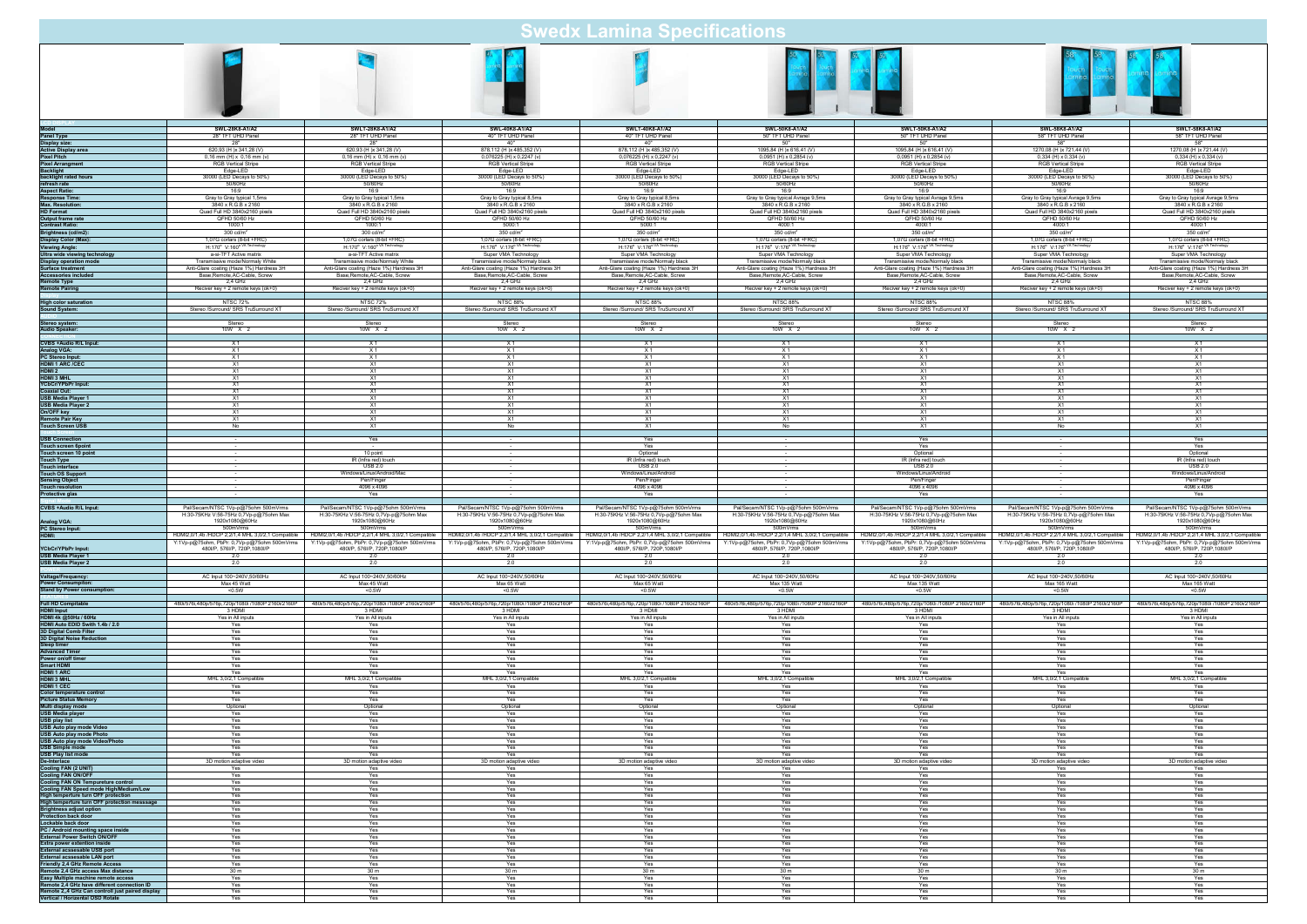# Swedx Lamina Specifications

| Model | SWL-28K8-A1/A2 | SWLT-28K8-A1/A2 | SWL-40K8-A1/A2 | SWLT-40K8-A1/A2 | SWL-50K8-A1/A2 | SWLT-50K8-A1/A2 | SWL-58K8-A1/A2 | SWLT-58K8-A1/A2 |
|---|---|---|---|---|---|---|---|---|
| **Panel Type** | 28" TFT UHD Panel | 28" TFT UHD Panel | 40" TFT UHD Panel | 40" TFT UHD Panel | 50" TFT UHD Panel | 50" TFT UHD Panel | 58" TFT UHD Panel | 58" TFT UHD Panel |
| **Display size:** | 28" | 28" | 40" | 40" | 50" | 50" | 58" | 58" |
| **Active Display area** | 620,93 (H )x 341,28 (V) | 620,93 (H )x 341,28 (V) | 878,112 (H )x 485,352 (V) | 878,112 (H )x 485,352 (V) | 1095,84 (H )x 616,41 (V) | 1095,84 (H )x 616,41 (V) | 1270,08 (H )x 721,44 (V) | 1270,08 (H )x 721,44 (V) |
| **Pixel Pitch** | 0,16 mm (H) x 0,16 mm (v) | 0,16 mm (H) x 0,16 mm (v) | 0,076225 (H) x 0,2247 (v) | 0,076225 (H) x 0,2247 (v) | 0,0951 (H) x 0,2854 (v) | 0,0951 (H) x 0,2854 (v) | 0,334 (H) x 0,334 (v) | 0,334 (H) x 0,334 (v) |
| **Pixel Arrangement** | RGB Vertical Stripe | RGB Vertical Stripe | RGB Vertical Stripe | RGB Vertical Stripe | RGB Vertical Stripe | RGB Vertical Stripe | RGB Vertical Stripe | RGB Vertical Stripe |
| **Backlight** | Edge-LED | Edge-LED | Edge-LED | Edge-LED | Edge-LED | Edge-LED | Edge-LED | Edge-LED |
| **Backlight rated hours** | 30000 (LED Decays to 50%) | 30000 (LED Decays to 50%) | 30000 (LED Decays to 50%) | 30000 (LED Decays to 50%) | 30000 (LED Decays to 50%) | 30000 (LED Decays to 50%) | 30000 (LED Decays to 50%) | 30000 (LED Decays to 50%) |
| **refresh rate** | 50/60Hz | 50/60Hz | 50/60Hz | 50/60Hz | 50/60Hz | 50/60Hz | 50/60Hz | 50/60Hz |
| **Aspect Ratio:** | 16:9 | 16:9 | 16:9 | 16:9 | 16:9 | 16:9 | 16:9 | 16:9 |
| **Response Time:** | Gray to Gray typical 1,5ms | Gray to Gray typical 1,5ms | Gray to Gray typical 8,5ms | Gray to Gray typical 8,5ms | Gray to Gray typical Avarage 9,5ms | Gray to Gray typical Avarage 9,5ms | Gray to Gray typical Avarage 9,5ms | Gray to Gray typical Avarage 9,5ms |
| **Max. Resolution:** | 3840 x R.G.B x 2160 | 3840 x R.G.B x 2160 | 3840 x R.G.B x 2160 | 3840 x R.G.B x 2160 | 3840 x R.G.B x 2160 | 3840 x R.G.B x 2160 | 3840 x R.G.B x 2160 | 3840 x R.G.B x 2160 |
| **HD Format** | Quad Full HD 3840x2160 pixels | Quad Full HD 3840x2160 pixels | Quad Full HD 3840x2160 pixels | Quad Full HD 3840x2160 pixels | Quad Full HD 3840x2160 pixels | Quad Full HD 3840x2160 pixels | Quad Full HD 3840x2160 pixels | Quad Full HD 3840x2160 pixels |
| **Output frame rate** | QFHD 50/60 Hz | QFHD 50/60 Hz | QFHD 50/60 Hz | QFHD 50/60 Hz | QFHD 50/60 Hz | QFHD 50/60 Hz | QFHD 50/60 Hz | QFHD 50/60 Hz |
| **Contrast Ratio:** | 1000:1 | 1000:1 | 5000:1 | 5000:1 | 4000:1 | 4000:1 | 4000:1 | 4000:1 |
| **Brightness (cd/m2):** | 300 cd/m² | 300 cd/m² | 350 cd/m² | 350 cd/m² | 350 cd/m² | 350 cd/m² | 350 cd/m² | 350 cd/m² |
| **Display Color (Max):** | 1,07G corlors (8-bit +FRC) | 1,07G corlors (8-bit +FRC) | 1,07G corlors (8-bit +FRC) | 1,07G corlors (8-bit +FRC) | 1,07G corlors (8-bit +FRC) | 1,07G corlors (8-bit +FRC) | 1,07G corlors (8-bit +FRC) | 1,07G corlors (8-bit +FRC) |
| **Viewing Angle:** | H:170° V:160° VA Technology | H:170° V:160° VA Technology | H:176° V:176° VA Technology | H:176° V:176° VA Technology | H:176° V:176° VA Technology | H:176° V:176° VA Technology | H:176° V:176° VA Technology | H:176° V:176° VA Technology |
| **Ultra wide viewing technology** | a-si-TFT Active matrix | a-si-TFT Active matrix | Super VMA Technology | Super VMA Technology | Super VMA Technology | Super VMA Technology | Super VMA Technology | Super VMA Technology |
| **Display operation mode** | Transmissive mode/Normally White | Transmissive mode/Normally White | Transmissive mode/Normally black | Transmissive mode/Normally black | Transmissive mode/Normally black | Transmissive mode/Normally black | Transmissive mode/Normally black | Transmissive mode/Normally black |
| **Surface treatment** | Anti-Glare coating (Haze 1%) Hardness 3H | Anti-Glare coating (Haze 1%) Hardness 3H | Anti-Glare coating (Haze 1%) Hardness 3H | Anti-Glare coating (Haze 1%) Hardness 3H | Anti-Glare coating (Haze 1%) Hardness 3H | Anti-Glare coating (Haze 1%) Hardness 3H | Anti-Glare coating (Haze 1%) Hardness 3H | Anti-Glare coating (Haze 1%) Hardness 3H |
| **Accessories included** | Base,Remote,AC-Cable, Screw | Base,Remote,AC-Cable, Screw | Base,Remote,AC-Cable, Screw | Base,Remote,AC-Cable, Screw | Base,Remote,AC-Cable, Screw | Base,Remote,AC-Cable, Screw | Base,Remote,AC-Cable, Screw | Base,Remote,AC-Cable, Screw |
| **Remote Type** | 2,4 GHz | 2,4 GHz | 2,4 GHz | 2,4 GHz | 2,4 GHz | 2,4 GHz | 2,4 GHz | 2,4 GHz |
| **Remote Pairing** | Reciver key + 2 remote keys (ok+0) | Reciver key + 2 remote keys (ok+0) | Reciver key + 2 remote keys (ok+0) | Reciver key + 2 remote keys (ok+0) | Reciver key + 2 remote keys (ok+0) | Reciver key + 2 remote keys (ok+0) | Reciver key + 2 remote keys (ok+0) | Reciver key + 2 remote keys (ok+0) |
| | | | | | | | | |
| **High color saturation** | NTSC 72% | NTSC 72% | NTSC 88% | NTSC 88% | NTSC 88% | NTSC 88% | NTSC 88% | NTSC 88% |
| **Sound System:** | Stereo /Surround/ SRS TruSurround XT | Stereo /Surround/ SRS TruSurround XT | Stereo /Surround/ SRS TruSurround XT | Stereo /Surround/ SRS TruSurround XT | Stereo /Surround/ SRS TruSurround XT | Stereo /Surround/ SRS TruSurround XT | Stereo /Surround/ SRS TruSurround XT | Stereo /Surround/ SRS TruSurround XT |
| | | | | | | | | |
| **Stereo system:** | Stereo | Stereo | Stereo | Stereo | Stereo | Stereo | Stereo | Stereo |
| **Audio Speaker:** | 10W X 2 | 10W X 2 | 10W X 2 | 10W X 2 | 10W X 2 | 10W X 2 | 10W X 2 | 10W X 2 |
| | | | | | | | | |
| **CVBS +Audio R/L Input:** | X 1 | X 1 | X 1 | X 1 | X 1 | X 1 | X 1 | X 1 |
| **Analog VGA:** | X 1 | X 1 | X 1 | X 1 | X 1 | X 1 | X 1 | X 1 |
| **PC Stereo Input:** | X 1 | X 1 | X 1 | X 1 | X 1 | X 1 | X 1 | X 1 |
| **HDMI 1 ARC /CEC** | X1 | X1 | X1 | X1 | X1 | X1 | X1 | X1 |
| **HDMI 2** | X1 | X1 | X1 | X1 | X1 | X1 | X1 | X1 |
| **HDMI 3 MHL** | X1 | X1 | X1 | X1 | X1 | X1 | X1 | X1 |
| **YCbCr/YPbPr Input:** | X1 | X1 | X1 | X1 | X1 | X1 | X1 | X1 |
| **Coaxial Out:** | X1 | X1 | X1 | X1 | X1 | X1 | X1 | X1 |
| **USB Media Player 1** | X1 | X1 | X1 | X1 | X1 | X1 | X1 | X1 |
| **USB Media Player 2** | X1 | X1 | X1 | X1 | X1 | X1 | X1 | X1 |
| **On/OFF key** | X1 | X1 | X1 | X1 | X1 | X1 | X1 | X1 |
| **Remote Pair Key** | X1 | X1 | X1 | X1 | X1 | X1 | X1 | X1 |
| **Touch Screen USB** | No | X1 | No | X1 | No | X1 | No | X1 |
| | | | | | | | | |
| **USB Connection** | - | Yes | - | Yes | - | Yes | - | Yes |
| **Touch screen 6point** | - | - | - | Yes | - | Yes | - | Yes |
| **Touch screen 10 point** | - | 10 point | - | Optional | - | Optional | - | Optional |
| **Touch Type** | - | IR (Infra red) touch | - | IR (Infra red) touch | - | IR (Infra red) touch | - | IR (Infra red) touch |
| **Touch interface** | - | USB 2.0 | - | USB 2.0 | - | USB 2.0 | - | USB 2.0 |
| **Touch OS Support** | - | Windows/Linux/Android/Mac | - | Windows/Linux/Android | - | Windows/Linux/Android | - | Windows/Linux/Android |
| **Sensing Object** | - | Pen/Finger | - | Pen/Finger | - | Pen/Finger | - | Pen/Finger |
| **Touch resolution** | - | 4096 x 4096 | - | 4096 x 4096 | - | 4096 x 4096 | - | 4096 x 4096 |
| **Protective glas** | - | Yes | - | Yes | - | Yes | - | Yes |
| | | | | | | | | |
| **CVBS +Audio R/L Input:** | Pal/Secam/NTSC 1Vp-p@75ohm 500mVrms | Pal/Secam/NTSC 1Vp-p@75ohm 500mVrms | Pal/Secam/NTSC 1Vp-p@75ohm 500mVrms | Pal/Secam/NTSC 1Vp-p@75ohm 500mVrms | Pal/Secam/NTSC 1Vp-p@75ohm 500mVrms | Pal/Secam/NTSC 1Vp-p@75ohm 500mVrms | Pal/Secam/NTSC 1Vp-p@75ohm 500mVrms | Pal/Secam/NTSC 1Vp-p@75ohm 500mVrms |
| **Analog VGA:** | H:30-75KHz V:56-75Hz 0,7Vp-p@75ohm Max 1920x1080@60Hz | H:30-75KHz V:56-75Hz 0,7Vp-p@75ohm Max 1920x1080@60Hz | H:30-75KHz V:56-75Hz 0,7Vp-p@75ohm Max 1920x1080@60Hz | H:30-75KHz V:56-75Hz 0,7Vp-p@75ohm Max 1920x1080@60Hz | H:30-75KHz V:56-75Hz 0,7Vp-p@75ohm Max 1920x1080@60Hz | H:30-75KHz V:56-75Hz 0,7Vp-p@75ohm Max 1920x1080@60Hz | H:30-75KHz V:56-75Hz 0,7Vp-p@75ohm Max 1920x1080@60Hz | H:30-75KHz V:56-75Hz 0,7Vp-p@75ohm Max 1920x1080@60Hz |
| **PC Stereo Input:** | 500mVrms | 500mVrms | 500mVrms | 500mVrms | 500mVrms | 500mVrms | 500mVrms | 500mVrms |
| **HDMI:** | HDMI2,0/1,4b /HDCP 2,2/1,4 MHL 3,0/2,1 Compatible | HDMI2,0/1,4b /HDCP 2,2/1,4 MHL 3,0/2,1 Compatible | HDMI2,0/1,4b /HDCP 2,2/1,4 MHL 3,0/2,1 Compatible | HDMI2,0/1,4b /HDCP 2,2/1,4 MHL 3,0/2,1 Compatible | HDMI2,0/1,4b /HDCP 2,2/1,4 MHL 3,0/2,1 Compatible | HDMI2,0/1,4b /HDCP 2,2/1,4 MHL 3,0/2,1 Compatible | HDMI2,0/1,4b /HDCP 2,2/1,4 MHL 3,0/2,1 Compatible | HDMI2,0/1,4b /HDCP 2,2/1,4 MHL 3,0/2,1 Compatible |
| **YCbCr/YPbPr Input:** | Y:1Vp-p@75ohm, PbPr: 0,7Vp-p@75ohm 500mVrms 480i/P, 576i/P, 720P,1080i/P | Y:1Vp-p@75ohm, PbPr: 0,7Vp-p@75ohm 500mVrms 480i/P, 576i/P, 720P,1080i/P | Y:1Vp-p@75ohm, PbPr: 0,7Vp-p@75ohm 500mVrms 480i/P, 576i/P, 720P,1080i/P | Y:1Vp-p@75ohm, PbPr: 0,7Vp-p@75ohm 500mVrms 480i/P, 576i/P, 720P,1080i/P | Y:1Vp-p@75ohm, PbPr: 0,7Vp-p@75ohm 500mVrms 480i/P, 576i/P, 720P,1080i/P | Y:1Vp-p@75ohm, PbPr: 0,7Vp-p@75ohm 500mVrms 480i/P, 576i/P, 720P,1080i/P | Y:1Vp-p@75ohm, PbPr: 0,7Vp-p@75ohm 500mVrms 480i/P, 576i/P, 720P,1080i/P | Y:1Vp-p@75ohm, PbPr: 0,7Vp-p@75ohm 500mVrms 480i/P, 576i/P, 720P,1080i/P |
| **USB Media Player 1** | 2.0 | 2.0 | 2.0 | 2.0 | 2.0 | 2.0 | 2.0 | 2.0 |
| **USB Media Player 2** | 2.0 | 2.0 | 2.0 | 2.0 | 2.0 | 2.0 | 2.0 | 2.0 |
| | | | | | | | | |
| **Voltage/Frequency:** | AC Input 100~240V,50/60Hz | AC Input 100~240V,50/60Hz | AC Input 100~240V,50/60Hz | AC Input 100~240V,50/60Hz | AC Input 100~240V,50/60Hz | AC Input 100~240V,50/60Hz | AC Input 100~240V,50/60Hz | AC Input 100~240V,50/60Hz |
| **Power Consumption:** | Max 45 Watt | Max 45 Watt | Max 65 Watt | Max 65 Watt | Max 135 Watt | Max 135 Watt | Max 165 Watt | Max 165 Watt |
| **Stand by Power consumption:** | <0,5W | <0,5W | <0,5W | <0,5W | <0,5W | <0,5W | <0,5W | <0,5W |
| | | | | | | | | |
| **Full HD Compatible** | 480i/576i,480p/576p,720p/1080i /1080P 2160i/2160P | 480i/576i,480p/576p,720p/1080i /1080P 2160i/2160P | 480i/576i,480p/576p,720p/1080i /1080P 2160i/2160P | 480i/576i,480p/576p,720p/1080i /1080P 2160i/2160P | 480i/576i,480p/576p,720p/1080i /1080P 2160i/2160P | 480i/576i,480p/576p,720p/1080i /1080P 2160i/2160P | 480i/576i,480p/576p,720p/1080i /1080P 2160i/2160P | 480i/576i,480p/576p,720p/1080i /1080P 2160i/2160P |
| **HDMI Input** | 3 HDMI | 3 HDMI | 3 HDMI | 3 HDMI | 3 HDMI | 3 HDMI | 3 HDMI | 3 HDMI |
| **HDMI 4k @50Hz / 60Hz** | Yes in All inputs | Yes in All inputs | Yes in All inputs | Yes in All inputs | Yes in All inputs | Yes in All inputs | Yes in All inputs | Yes in All inputs |
| **HDMI Auto EDID Swith 1.4b / 2.0** | Yes | Yes | Yes | Yes | Yes | Yes | Yes | Yes |
| **3D Digital Comb Filter** | Yes | Yes | Yes | Yes | Yes | Yes | Yes | Yes |
| **3D Digital Noise Reduction** | Yes | Yes | Yes | Yes | Yes | Yes | Yes | Yes |
| **Sleep timer** | Yes | Yes | Yes | Yes | Yes | Yes | Yes | Yes |
| **Advanced Timer** | Yes | Yes | Yes | Yes | Yes | Yes | Yes | Yes |
| **Power on/off timer** | Yes | Yes | Yes | Yes | Yes | Yes | Yes | Yes |
| **Smart HDMI** | Yes | Yes | Yes | Yes | Yes | Yes | Yes | Yes |
| **HDMI 1 ARC** | Yes | Yes | Yes | Yes | Yes | Yes | Yes | Yes |
| **HDMI 3 MHL** | MHL 3,0/2,1 Compatible | MHL 3,0/2,1 Compatible | MHL 3,0/2,1 Compatible | MHL 3,0/2,1 Compatible | MHL 3,0/2,1 Compatible | MHL 3,0/2,1 Compatible | MHL 3,0/2,1 Compatible | MHL 3,0/2,1 Compatible |
| **HDMI 1 CEC** | Yes | Yes | Yes | Yes | Yes | Yes | Yes | Yes |
| **Color temperature control** | Yes | Yes | Yes | Yes | Yes | Yes | Yes | Yes |
| **Picture Status Memory** | Yes | Yes | Yes | Yes | Yes | Yes | Yes | Yes |
| **Multi display mode** | Optional | Optional | Optional | Optional | Optional | Optional | Optional | Optional |
| **USB Media player** | Yes | Yes | Yes | Yes | Yes | Yes | Yes | Yes |
| **USB play list** | Yes | Yes | Yes | Yes | Yes | Yes | Yes | Yes |
| **USB Auto play mode Video** | Yes | Yes | Yes | Yes | Yes | Yes | Yes | Yes |
| **USB Auto play mode Photo** | Yes | Yes | Yes | Yes | Yes | Yes | Yes | Yes |
| **USB Auto play mode Video/Photo** | Yes | Yes | Yes | Yes | Yes | Yes | Yes | Yes |
| **USB Simple mode** | Yes | Yes | Yes | Yes | Yes | Yes | Yes | Yes |
| **USB Play list mode** | Yes | Yes | Yes | Yes | Yes | Yes | Yes | Yes |
| **De-Interlace** | 3D motion adaptive video | 3D motion adaptive video | 3D motion adaptive video | 3D motion adaptive video | 3D motion adaptive video | 3D motion adaptive video | 3D motion adaptive video | 3D motion adaptive video |
| **Cooling FAN (2 UNIT)** | Yes | Yes | Yes | Yes | Yes | Yes | Yes | Yes |
| **Cooling FAN ON/OFF** | Yes | Yes | Yes | Yes | Yes | Yes | Yes | Yes |
| **Cooling FAN ON Tempurature control** | Yes | Yes | Yes | Yes | Yes | Yes | Yes | Yes |
| **Cooling FAN Speed mode High/Medium/Low** | Yes | Yes | Yes | Yes | Yes | Yes | Yes | Yes |
| **High temperture turn OFF protection** | Yes | Yes | Yes | Yes | Yes | Yes | Yes | Yes |
| **High temperture turn OFF protection messsage** | Yes | Yes | Yes | Yes | Yes | Yes | Yes | Yes |
| **Brightness adjust option** | Yes | Yes | Yes | Yes | Yes | Yes | Yes | Yes |
| **Protection back door** | Yes | Yes | Yes | Yes | Yes | Yes | Yes | Yes |
| **Lockable back door** | Yes | Yes | Yes | Yes | Yes | Yes | Yes | Yes |
| **PC / Android mounting space inside** | Yes | Yes | Yes | Yes | Yes | Yes | Yes | Yes |
| **External Power Switch ON/OFF** | Yes | Yes | Yes | Yes | Yes | Yes | Yes | Yes |
| **Extra power extention inside** | Yes | Yes | Yes | Yes | Yes | Yes | Yes | Yes |
| **External accessable USB port** | Yes | Yes | Yes | Yes | Yes | Yes | Yes | Yes |
| **External accessable LAN port** | Yes | Yes | Yes | Yes | Yes | Yes | Yes | Yes |
| **Friendly 2,4 GHz Remote Access** | Yes | Yes | Yes | Yes | Yes | Yes | Yes | Yes |
| **Remote 2,4 GHz access Max distance** | 30 m | 30 m | 30 m | 30 m | 30 m | 30 m | 30 m | 30 m |
| **Easy Multiple machine remote access** | Yes | Yes | Yes | Yes | Yes | Yes | Yes | Yes |
| **Remote 2,4 GHz have different connection ID** | Yes | Yes | Yes | Yes | Yes | Yes | Yes | Yes |
| **Remote 2,4 GHz Can controll just paired display** | Yes | Yes | Yes | Yes | Yes | Yes | Yes | Yes |
| **Vertical / Horizontal OSD Rotate** | Yes | Yes | Yes | Yes | Yes | Yes | Yes | Yes |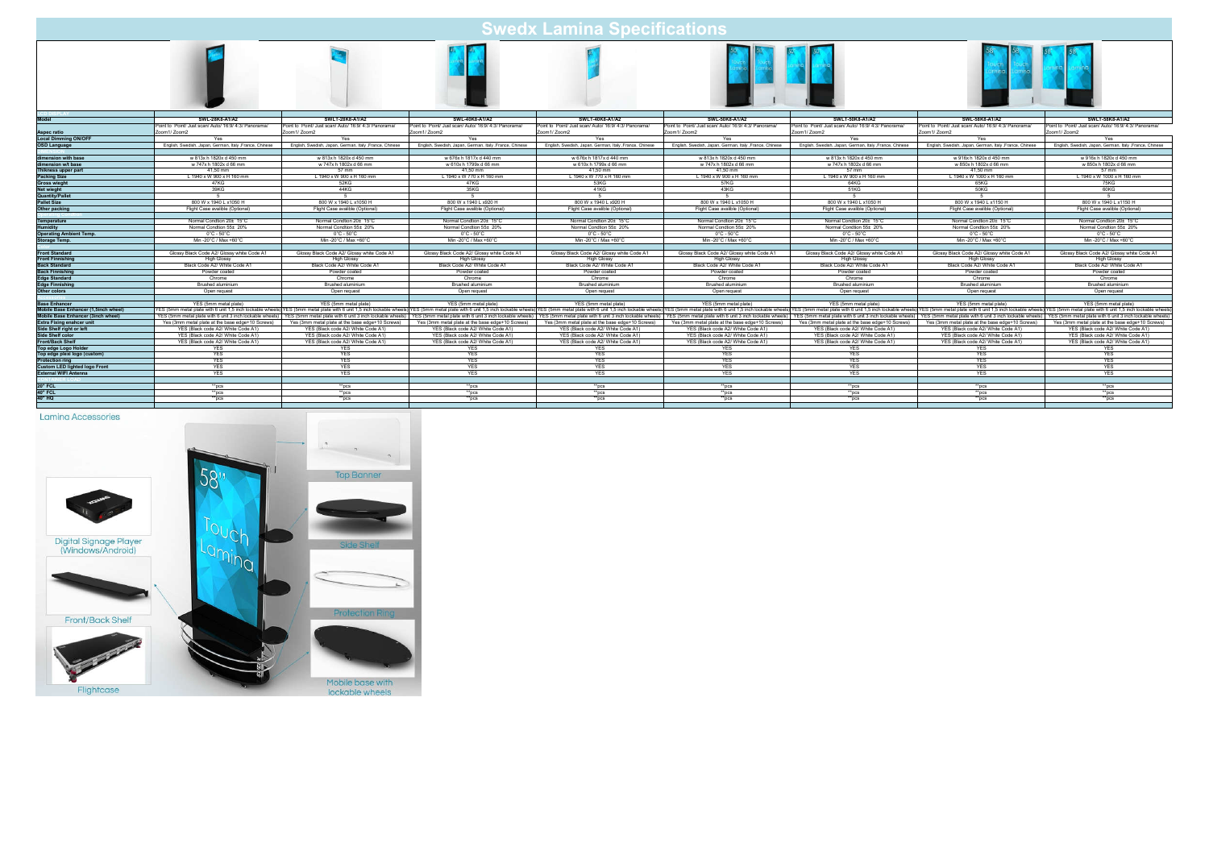# Swedx Lamina Specifications

| Model | SWL-28K8-A1/A2 | SWLT-28K8-A1/A2 | SWL-40K8-A1/A2 | SWLT-40K8-A1/A2 | SWL-50K8-A1/A2 | SWLT-50K8-A1/A2 | SWL-58K8-A1/A2 | SWLT-58K8-A1/A2 |
|---|---|---|---|---|---|---|---|---|
| Aspec ratio | Point to Point/ Just scan/ Auto/ 16:9/ 4:3/ Panorama/ Zoom1/ Zoom2 | Point to Point/ Just scan/ Auto/ 16:9/ 4:3/ Panorama/ Zoom1/ Zoom2 | Point to Point/ Just scan/ Auto/ 16:9/ 4:3/ Panorama/ Zoom1/ Zoom2 | Point to Point/ Just scan/ Auto/ 16:9/ 4:3/ Panorama/ Zoom1/ Zoom2 | Point to Point/ Just scan/ Auto/ 16:9/ 4:3/ Panorama/ Zoom1/ Zoom2 | Point to Point/ Just scan/ Auto/ 16:9/ 4:3/ Panorama/ Zoom1/ Zoom2 | Point to Point/ Just scan/ Auto/ 16:9/ 4:3/ Panorama/ Zoom1/ Zoom2 | Point to Point/ Just scan/ Auto/ 16:9/ 4:3/ Panorama/ Zoom1/ Zoom2 |
| Local Dimming ON/OFF | Yes | Yes | Yes | Yes | Yes | Yes | Yes | Yes |
| OSD Language | English, Swedish, Japan, German, Italy ,France, Chinese | English, Swedish, Japan, German, Italy ,France, Chinese | English, Swedish, Japan, German, Italy ,France, Chinese | English, Swedish, Japan, German, Italy ,France, Chinese | English, Swedish, Japan, German, Italy ,France, Chinese | English, Swedish, Japan, German, Italy ,France, Chinese | English, Swedish, Japan, German, Italy ,France, Chinese | English, Swedish, Japan, German, Italy ,France, Chinese |
| | | | | | | | | |
| dimension with base | w 813x h 1820x d 450 mm | w 813x h 1820x d 450 mm | w 676x h 1817x d 440 mm | w 676x h 1817x d 440 mm | w 813x h 1820x d 450 mm | w 813x h 1820x d 450 mm | w 916x h 1820x d 450 mm | w 916x h 1820x d 450 mm |
| dimension w/o base | w 747x h 1802x d 66 mm | w 747x h 1802x d 66 mm | w 610x h 1799x d 66 mm | w 610x h 1799x d 66 mm | w 747x h 1802x d 66 mm | w 747x h 1802x d 66 mm | w 850x h 1802x d 66 mm | w 850x h 1802x d 66 mm |
| Thikness upper part | 41,50 mm | 57 mm | 41,50 mm | 41,50 mm | 41,50 mm | 57 mm | 41,50 mm | 57 mm |
| Packing Size | L 1940 x W 900 x H 160 mm | L 1940 x W 900 x H 160 mm | L 1940 x W 770 x H 160 mm | L 1940 x W 770 x H 160 mm | L 1940 x W 900 x H 160 mm | L 1940 x W 900 x H 160 mm | L 1940 x W 1000 x H 160 mm | L 1940 x W 1000 x H 160 mm |
| Gross wieght | 47KG | 52KG | 47KG | 53KG | 57KG | 64KG | 65KG | 75KG |
| Net weight | 39KG | 44KG | 35KG | 41KG | 43KG | 51KG | 50KG | 60KG |
| Quantity/Pallet | 5 | 5 | 5 | 5 | 5 | 5 | 5 | 5 |
| Pallet Size | 800 W x 1940 L x1050 H | 800 W x 1940 L x1050 H | 800 W x 1940 L x920 H | 800 W x 1940 L x920 H | 800 W x 1940 L x1050 H | 800 W x 1940 L x1050 H | 800 W x 1940 L x1150 H | 800 W x 1940 L x1150 H |
| Other packing | Flight Case availble (Optional) | Flight Case availble (Optional) | Flight Case availble (Optional) | Flight Case availble (Optional) | Flight Case availble (Optional) | Flight Case availble (Optional) | Flight Case availble (Optional) | Flight Case availble (Optional) |
| | | | | | | | | |
| Temperature | Normal Condition 20± 15°C | Normal Condition 20± 15°C | Normal Condition 20± 15°C | Normal Condition 20± 15°C | Normal Condition 20± 15°C | Normal Condition 20± 15°C | Normal Condition 20± 15°C | Normal Condition 20± 15°C |
| Humidity | Normal Condition 55± 20% | Normal Condition 55± 20% | Normal Condition 55± 20% | Normal Condition 55± 20% | Normal Condition 55± 20% | Normal Condition 55± 20% | Normal Condition 55± 20% | Normal Condition 55± 20% |
| Operating Ambient Temp. | 0°C - 50°C | 0°C - 50°C | 0°C - 50°C | 0°C - 50°C | 0°C - 50°C | 0°C - 50°C | 0°C - 50°C | 0°C - 50°C |
| Storage Temp. | Min -20°C / Max +60°C | Min -20°C / Max +60°C | Min -20°C / Max +60°C | Min -20°C / Max +60°C | Min -20°C / Max +60°C | Min -20°C / Max +60°C | Min -20°C / Max +60°C | Min -20°C / Max +60°C |
| | | | | | | | | |
| Front Standard | Glossy Black Code A2/ Glossy white Code A1 | Glossy Black Code A2/ Glossy white Code A1 | Glossy Black Code A2/ Glossy white Code A1 | Glossy Black Code A2/ Glossy white Code A1 | Glossy Black Code A2/ Glossy white Code A1 | Glossy Black Code A2/ Glossy white Code A1 | Glossy Black Code A2/ Glossy white Code A1 | Glossy Black Code A2/ Glossy white Code A1 |
| Front Finnishing | High Glossy | High Glossy | High Glossy | High Glossy | High Glossy | High Glossy | High Glossy | High Glossy |
| Back Standard | Black Code A2/ White Code A1 | Black Code A2/ White Code A1 | Black Code A2/ White Code A1 | Black Code A2/ White Code A1 | Black Code A2/ White Code A1 | Black Code A2/ White Code A1 | Black Code A2/ White Code A1 | Black Code A2/ White Code A1 |
| Back Finnishing | Powder coated | Powder coated | Powder coated | Powder coated | Powder coated | Powder coated | Powder coated | Powder coated |
| Edge Standard | Chrome | Chrome | Chrome | Chrome | Chrome | Chrome | Chrome | Chrome |
| Edge Finnishing | Brushed aluminium | Brushed aluminium | Brushed aluminium | Brushed aluminium | Brushed aluminium | Brushed aluminium | Brushed aluminium | Brushed aluminium |
| Other colors | Open request | Open request | Open request | Open request | Open request | Open request | Open request | Open request |
| | | | | | | | | |
| Base Enhancer | YES (5mm metal plate) | YES (5mm metal plate) | YES (5mm metal plate) | YES (5mm metal plate) | YES (5mm metal plate) | YES (5mm metal plate) | YES (5mm metal plate) | YES (5mm metal plate) |
| Mobile Base Enhancer (1,5inch wheel) | YES (5mm metal plate with 6 unit 1,5 inch lockable wheels) | YES (5mm metal plate with 6 unit 1,5 inch lockable wheels) | YES (5mm metal plate with 6 unit 1,5 inch lockable wheels) | YES (5mm metal plate with 6 unit 1,5 inch lockable wheels) | YES (5mm metal plate with 6 unit 1,5 inch lockable wheels) | YES (5mm metal plate with 6 unit 1,5 inch lockable wheels) | YES (5mm metal plate with 6 unit 1,5 inch lockable wheels) | YES (5mm metal plate with 6 unit 1,5 inch lockable wheels) |
| Mobile Base Enhancer (3inch wheel) | YES (5mm metal plate with 6 unit 3 inch lockable wheels) | YES (5mm metal plate with 6 unit 3 inch lockable wheels) | YES (5mm metal plate with 6 unit 3 inch lockable wheels) | YES (5mm metal plate with 6 unit 3 inch lockable wheels) | YES (5mm metal plate with 6 unit 3 inch lockable wheels) | YES (5mm metal plate with 6 unit 3 inch lockable wheels) | YES (5mm metal plate with 6 unit 3 inch lockable wheels) | YES (5mm metal plate with 6 unit 3 inch lockable wheels) |
| Extra Fixing enahcer unit | Yes (3mm metal plate at the base edge+10 Screws) | Yes (3mm metal plate at the base edge+10 Screws) | Yes (3mm metal plate at the base edge+10 Screws) | Yes (3mm metal plate at the base edge+10 Screws) | Yes (3mm metal plate at the base edge+10 Screws) | Yes (3mm metal plate at the base edge+10 Screws) | Yes (3mm metal plate at the base edge+10 Screws) | Yes (3mm metal plate at the base edge+10 Screws) |
| Side Shelf right or left | YES (Black code A2/ White Code A1) | YES (Black code A2/ White Code A1) | YES (Black code A2/ White Code A1) | YES (Black code A2/ White Code A1) | YES (Black code A2/ White Code A1) | YES (Black code A2/ White Code A1) | YES (Black code A2/ White Code A1) | YES (Black code A2/ White Code A1) |
| Side Shelf color | YES (Black code A2/ White Code A1) | YES (Black code A2/ White Code A1) | YES (Black code A2/ White Code A1) | YES (Black code A2/ White Code A1) | YES (Black code A2/ White Code A1) | YES (Black code A2/ White Code A1) | YES (Black code A2/ White Code A1) | YES (Black code A2/ White Code A1) |
| Front/Back Shelf | YES (Black code A2/ White Code A1) | YES (Black code A2/ White Code A1) | YES (Black code A2/ White Code A1) | YES (Black code A2/ White Code A1) | YES (Black code A2/ White Code A1) | YES (Black code A2/ White Code A1) | YES (Black code A2/ White Code A1) | YES (Black code A2/ White Code A1) |
| Top edge Logo Holder | YES | YES | YES | YES | YES | YES | YES | YES |
| Top edge plexi logo (custom) | YES | YES | YES | YES | YES | YES | YES | YES |
| Protection ring | YES | YES | YES | YES | YES | YES | YES | YES |
| Custom LED lighted logo Front | YES | YES | YES | YES | YES | YES | YES | YES |
| External WIFI Antenna | YES | YES | YES | YES | YES | YES | YES | YES |
| | | | | | | | | |
| 20" FCL | **pcs | **pcs | **pcs | **pcs | **pcs | **pcs | **pcs | **pcs |
| 40" FCL | **pcs | **pcs | **pcs | **pcs | **pcs | **pcs | **pcs | **pcs |
| 40" HQ | **pcs | **pcs | **pcs | **pcs | **pcs | **pcs | **pcs | **pcs |

Lamina Accessories

Digital Signage Player (Windows/Android)

Front/Back Shelf

Flightcase

Top Banner

Side Shelf

Protection Ring

Mobile base with lockable wheels